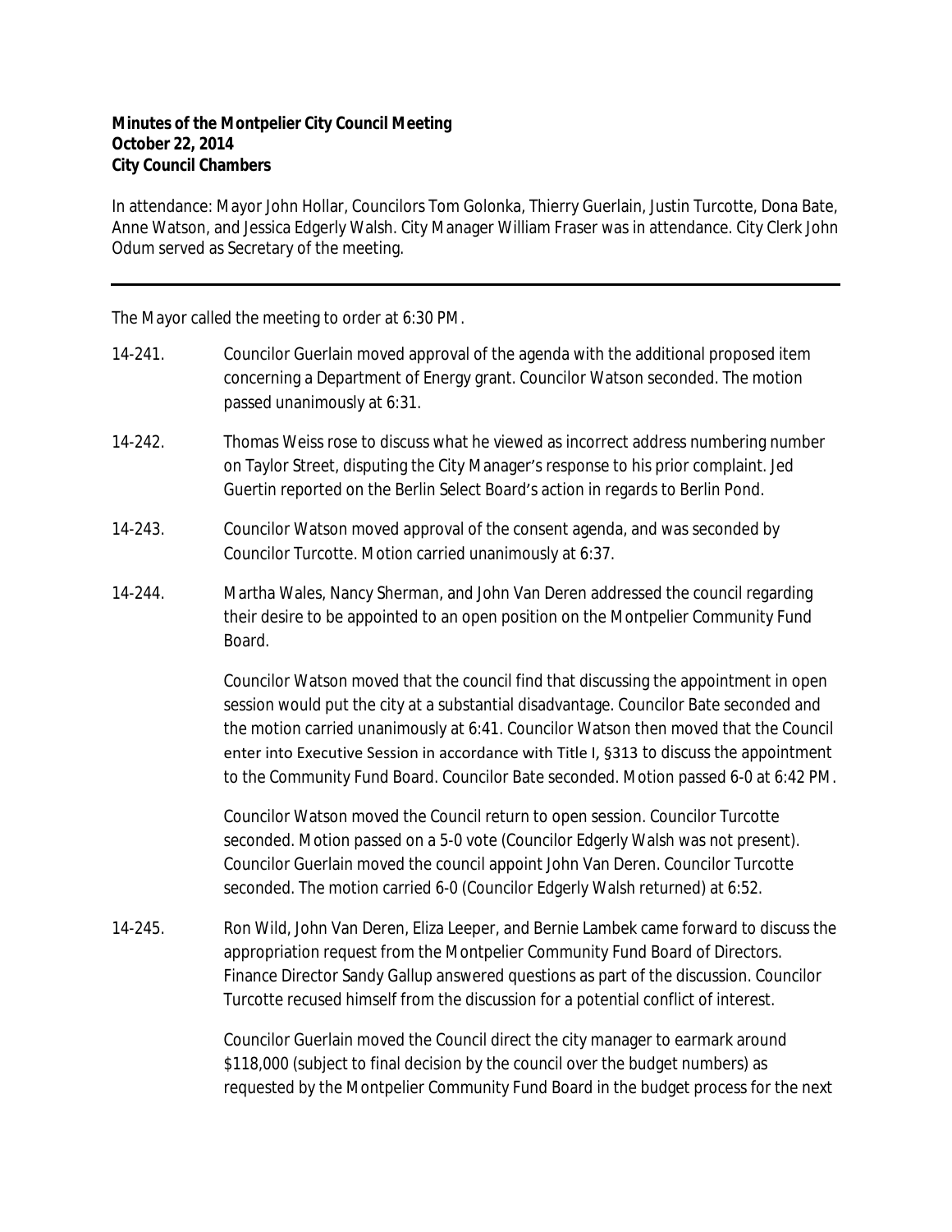**Minutes of the Montpelier City Council Meeting**
**October 22, 2014**
**City Council Chambers**

In attendance: Mayor John Hollar, Councilors Tom Golonka, Thierry Guerlain, Justin Turcotte, Dona Bate, Anne Watson, and Jessica Edgerly Walsh. City Manager William Fraser was in attendance. City Clerk John Odum served as Secretary of the meeting.

---

The Mayor called the meeting to order at 6:30 PM.

14-241. Councilor Guerlain moved approval of the agenda with the additional proposed item concerning a Department of Energy grant. Councilor Watson seconded. The motion passed unanimously at 6:31.

14-242. Thomas Weiss rose to discuss what he viewed as incorrect address numbering number on Taylor Street, disputing the City Manager's response to his prior complaint. Jed Guertin reported on the Berlin Select Board's action in regards to Berlin Pond.

14-243. Councilor Watson moved approval of the consent agenda, and was seconded by Councilor Turcotte. Motion carried unanimously at 6:37.

14-244. Martha Wales, Nancy Sherman, and John Van Deren addressed the council regarding their desire to be appointed to an open position on the Montpelier Community Fund Board.

Councilor Watson moved that the council find that discussing the appointment in open session would put the city at a substantial disadvantage. Councilor Bate seconded and the motion carried unanimously at 6:41. Councilor Watson then moved that the Council enter into Executive Session in accordance with Title I, §313 to discuss the appointment to the Community Fund Board. Councilor Bate seconded. Motion passed 6-0 at 6:42 PM.

Councilor Watson moved the Council return to open session. Councilor Turcotte seconded. Motion passed on a 5-0 vote (Councilor Edgerly Walsh was not present). Councilor Guerlain moved the council appoint John Van Deren. Councilor Turcotte seconded. The motion carried 6-0 (Councilor Edgerly Walsh returned) at 6:52.

14-245. Ron Wild, John Van Deren, Eliza Leeper, and Bernie Lambek came forward to discuss the appropriation request from the Montpelier Community Fund Board of Directors. Finance Director Sandy Gallup answered questions as part of the discussion. Councilor Turcotte recused himself from the discussion for a potential conflict of interest.

Councilor Guerlain moved the Council direct the city manager to earmark around $118,000 (subject to final decision by the council over the budget numbers) as requested by the Montpelier Community Fund Board in the budget process for the next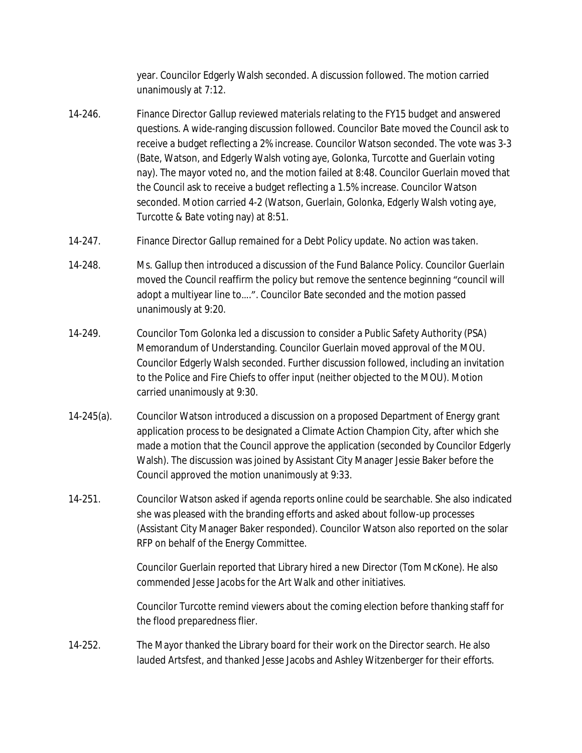year. Councilor Edgerly Walsh seconded. A discussion followed. The motion carried unanimously at 7:12.

14-246. Finance Director Gallup reviewed materials relating to the FY15 budget and answered questions. A wide-ranging discussion followed. Councilor Bate moved the Council ask to receive a budget reflecting a 2% increase. Councilor Watson seconded. The vote was 3-3 (Bate, Watson, and Edgerly Walsh voting aye, Golonka, Turcotte and Guerlain voting nay). The mayor voted no, and the motion failed at 8:48. Councilor Guerlain moved that the Council ask to receive a budget reflecting a 1.5% increase. Councilor Watson seconded. Motion carried 4-2 (Watson, Guerlain, Golonka, Edgerly Walsh voting aye, Turcotte & Bate voting nay) at 8:51.

14-247. Finance Director Gallup remained for a Debt Policy update. No action was taken.

14-248. Ms. Gallup then introduced a discussion of the Fund Balance Policy. Councilor Guerlain moved the Council reaffirm the policy but remove the sentence beginning "council will adopt a multiyear line to....". Councilor Bate seconded and the motion passed unanimously at 9:20.

14-249. Councilor Tom Golonka led a discussion to consider a Public Safety Authority (PSA) Memorandum of Understanding. Councilor Guerlain moved approval of the MOU. Councilor Edgerly Walsh seconded. Further discussion followed, including an invitation to the Police and Fire Chiefs to offer input (neither objected to the MOU). Motion carried unanimously at 9:30.

14-245(a). Councilor Watson introduced a discussion on a proposed Department of Energy grant application process to be designated a Climate Action Champion City, after which she made a motion that the Council approve the application (seconded by Councilor Edgerly Walsh). The discussion was joined by Assistant City Manager Jessie Baker before the Council approved the motion unanimously at 9:33.

14-251. Councilor Watson asked if agenda reports online could be searchable. She also indicated she was pleased with the branding efforts and asked about follow-up processes (Assistant City Manager Baker responded). Councilor Watson also reported on the solar RFP on behalf of the Energy Committee.

Councilor Guerlain reported that Library hired a new Director (Tom McKone). He also commended Jesse Jacobs for the Art Walk and other initiatives.

Councilor Turcotte remind viewers about the coming election before thanking staff for the flood preparedness flier.

14-252. The Mayor thanked the Library board for their work on the Director search. He also lauded Artsfest, and thanked Jesse Jacobs and Ashley Witzenberger for their efforts.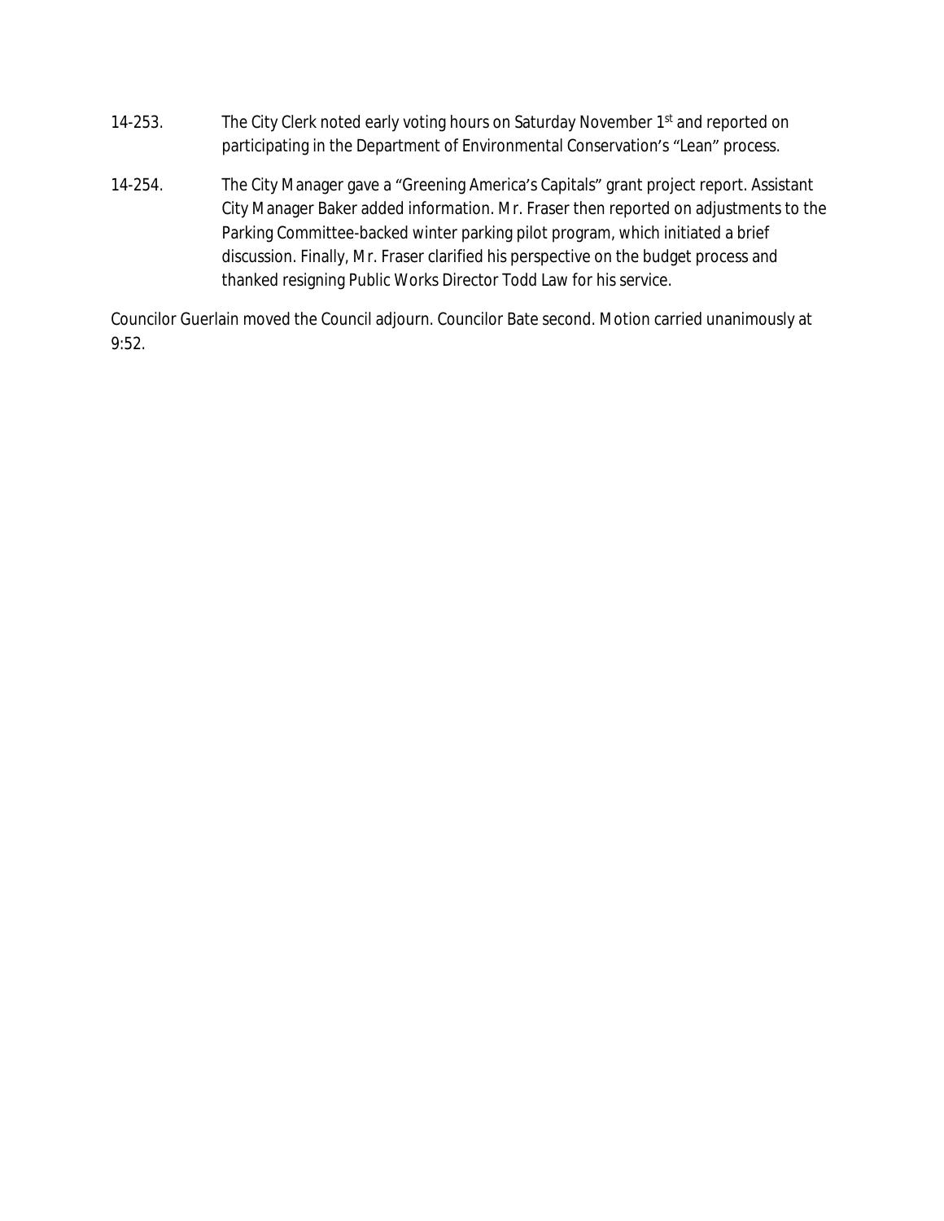14-253. The City Clerk noted early voting hours on Saturday November 1st and reported on participating in the Department of Environmental Conservation's "Lean" process.

14-254. The City Manager gave a "Greening America's Capitals" grant project report. Assistant City Manager Baker added information. Mr. Fraser then reported on adjustments to the Parking Committee-backed winter parking pilot program, which initiated a brief discussion. Finally, Mr. Fraser clarified his perspective on the budget process and thanked resigning Public Works Director Todd Law for his service.

Councilor Guerlain moved the Council adjourn. Councilor Bate second. Motion carried unanimously at 9:52.